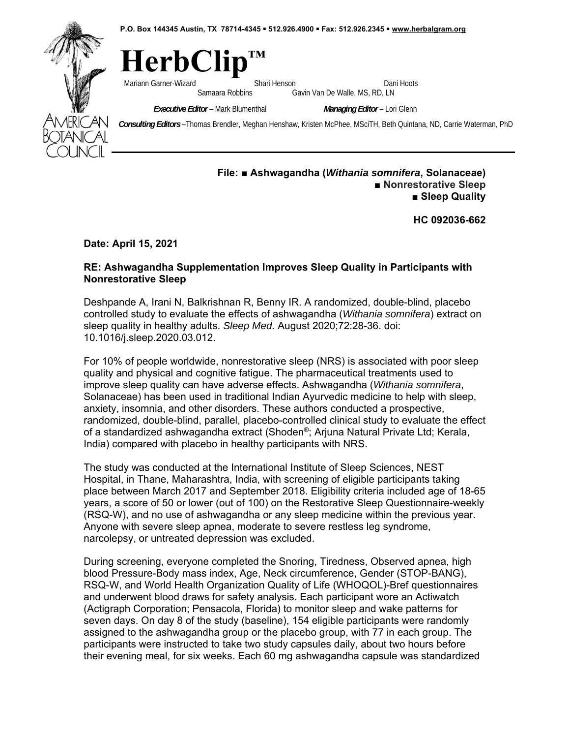P.O. Box 144345 Austin, TX 78714-4345 ▪ 512.926.4900 ▪ Fax: 512.926.2345 ▪ www.herbalgram.org

# HerbClip™

Mariann Garner-Wizard Shari Henson Dani Hoots
Samaara Robbins Gavin Van De Walle, MS, RD, LN

***Executive Editor*** – Mark Blumenthal ***Managing Editor*** – Lori Glenn

***Consulting Editors*** –Thomas Brendler, Meghan Henshaw, Kristen McPhee, MSciTH, Beth Quintana, ND, Carrie Waterman, PhD

AMERICAN BOTANICAL COUNCIL

**File: ■ Ashwagandha (*Withania somnifera*, Solanaceae)**
**■ Nonrestorative Sleep**
**■ Sleep Quality**

**HC 092036-662**

**Date: April 15, 2021**

**RE: Ashwagandha Supplementation Improves Sleep Quality in Participants with Nonrestorative Sleep**

Deshpande A, Irani N, Balkrishnan R, Benny IR. A randomized, double-blind, placebo controlled study to evaluate the effects of ashwagandha (*Withania somnifera*) extract on sleep quality in healthy adults. *Sleep Med*. August 2020;72:28-36. doi: 10.1016/j.sleep.2020.03.012.

For 10% of people worldwide, nonrestorative sleep (NRS) is associated with poor sleep quality and physical and cognitive fatigue. The pharmaceutical treatments used to improve sleep quality can have adverse effects. Ashwagandha (*Withania somnifera*, Solanaceae) has been used in traditional Indian Ayurvedic medicine to help with sleep, anxiety, insomnia, and other disorders. These authors conducted a prospective, randomized, double-blind, parallel, placebo-controlled clinical study to evaluate the effect of a standardized ashwagandha extract (Shoden®; Arjuna Natural Private Ltd; Kerala, India) compared with placebo in healthy participants with NRS.

The study was conducted at the International Institute of Sleep Sciences, NEST Hospital, in Thane, Maharashtra, India, with screening of eligible participants taking place between March 2017 and September 2018. Eligibility criteria included age of 18-65 years, a score of 50 or lower (out of 100) on the Restorative Sleep Questionnaire-weekly (RSQ-W), and no use of ashwagandha or any sleep medicine within the previous year. Anyone with severe sleep apnea, moderate to severe restless leg syndrome, narcolepsy, or untreated depression was excluded.

During screening, everyone completed the Snoring, Tiredness, Observed apnea, high blood Pressure-Body mass index, Age, Neck circumference, Gender (STOP-BANG), RSQ-W, and World Health Organization Quality of Life (WHOQOL)-Bref questionnaires and underwent blood draws for safety analysis. Each participant wore an Actiwatch (Actigraph Corporation; Pensacola, Florida) to monitor sleep and wake patterns for seven days. On day 8 of the study (baseline), 154 eligible participants were randomly assigned to the ashwagandha group or the placebo group, with 77 in each group. The participants were instructed to take two study capsules daily, about two hours before their evening meal, for six weeks. Each 60 mg ashwagandha capsule was standardized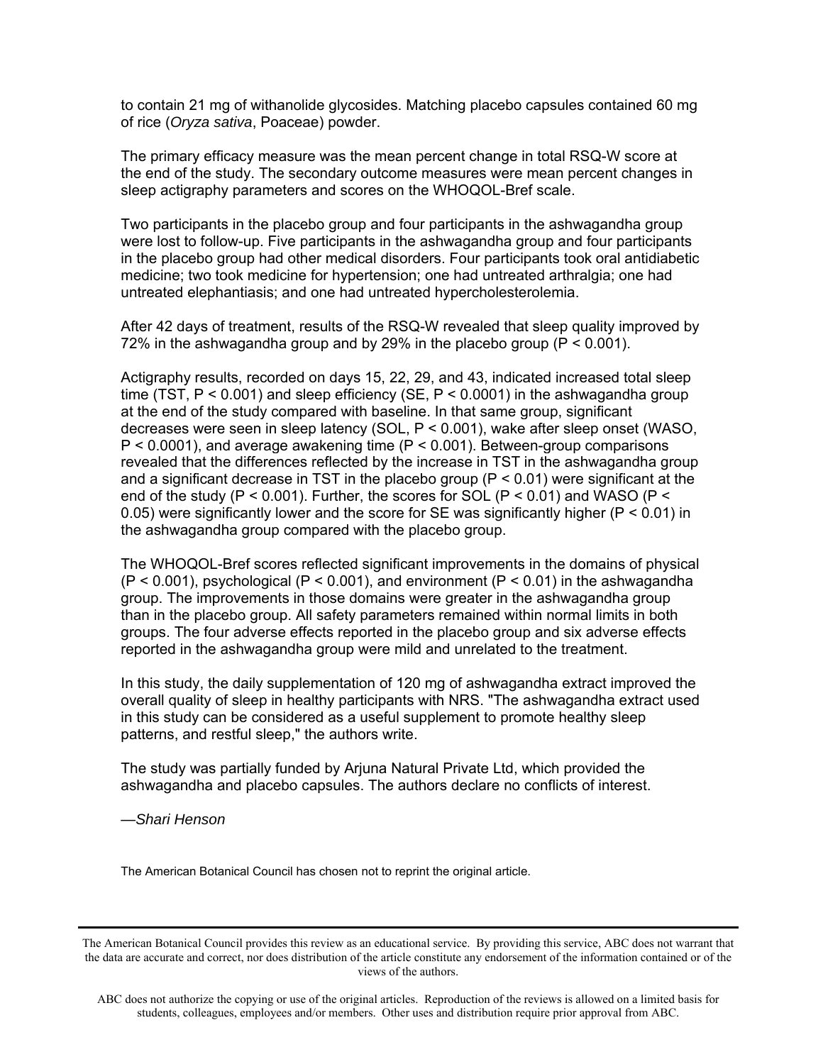to contain 21 mg of withanolide glycosides. Matching placebo capsules contained 60 mg of rice (*Oryza sativa*, Poaceae) powder.

The primary efficacy measure was the mean percent change in total RSQ-W score at the end of the study. The secondary outcome measures were mean percent changes in sleep actigraphy parameters and scores on the WHOQOL-Bref scale.

Two participants in the placebo group and four participants in the ashwagandha group were lost to follow-up. Five participants in the ashwagandha group and four participants in the placebo group had other medical disorders. Four participants took oral antidiabetic medicine; two took medicine for hypertension; one had untreated arthralgia; one had untreated elephantiasis; and one had untreated hypercholesterolemia.

After 42 days of treatment, results of the RSQ-W revealed that sleep quality improved by 72% in the ashwagandha group and by 29% in the placebo group ($P < 0.001$).

Actigraphy results, recorded on days 15, 22, 29, and 43, indicated increased total sleep time (TST, $P < 0.001$) and sleep efficiency (SE, $P < 0.0001$) in the ashwagandha group at the end of the study compared with baseline. In that same group, significant decreases were seen in sleep latency (SOL, $P < 0.001$), wake after sleep onset (WASO, $P < 0.0001$), and average awakening time ($P < 0.001$). Between-group comparisons revealed that the differences reflected by the increase in TST in the ashwagandha group and a significant decrease in TST in the placebo group ($P < 0.01$) were significant at the end of the study ($P < 0.001$). Further, the scores for SOL ($P < 0.01$) and WASO ($P < 0.05$) were significantly lower and the score for SE was significantly higher ($P < 0.01$) in the ashwagandha group compared with the placebo group.

The WHOQOL-Bref scores reflected significant improvements in the domains of physical ($P < 0.001$), psychological ($P < 0.001$), and environment ($P < 0.01$) in the ashwagandha group. The improvements in those domains were greater in the ashwagandha group than in the placebo group. All safety parameters remained within normal limits in both groups. The four adverse effects reported in the placebo group and six adverse effects reported in the ashwagandha group were mild and unrelated to the treatment.

In this study, the daily supplementation of 120 mg of ashwagandha extract improved the overall quality of sleep in healthy participants with NRS. "The ashwagandha extract used in this study can be considered as a useful supplement to promote healthy sleep patterns, and restful sleep," the authors write.

The study was partially funded by Arjuna Natural Private Ltd, which provided the ashwagandha and placebo capsules. The authors declare no conflicts of interest.

—*Shari Henson*

The American Botanical Council has chosen not to reprint the original article.

---

The American Botanical Council provides this review as an educational service. By providing this service, ABC does not warrant that the data are accurate and correct, nor does distribution of the article constitute any endorsement of the information contained or of the views of the authors.

ABC does not authorize the copying or use of the original articles. Reproduction of the reviews is allowed on a limited basis for students, colleagues, employees and/or members. Other uses and distribution require prior approval from ABC.